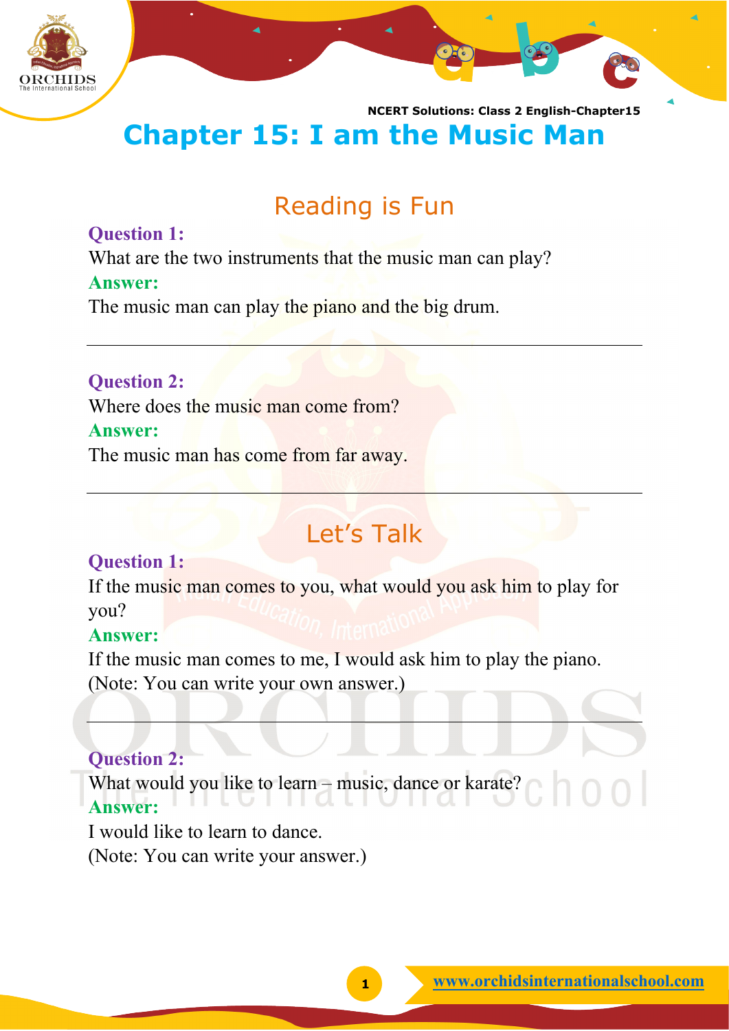# Chapter 15: I am the Music Man

## Reading is Fun

**Question 1:**
What are the two instruments that the music man can play?

**Answer:**
The music man can play the piano and the big drum.

---

**Question 2:**
Where does the music man come from?

**Answer:**
The music man has come from far away.

---

## Let's Talk

**Question 1:**
If the music man comes to you, what would you ask him to play for you?

**Answer:**
If the music man comes to me, I would ask him to play the piano.
(Note: You can write your own answer.)

---

**Question 2:**
What would you like to learn – music, dance or karate?

**Answer:**
I would like to learn to dance.
(Note: You can write your answer.)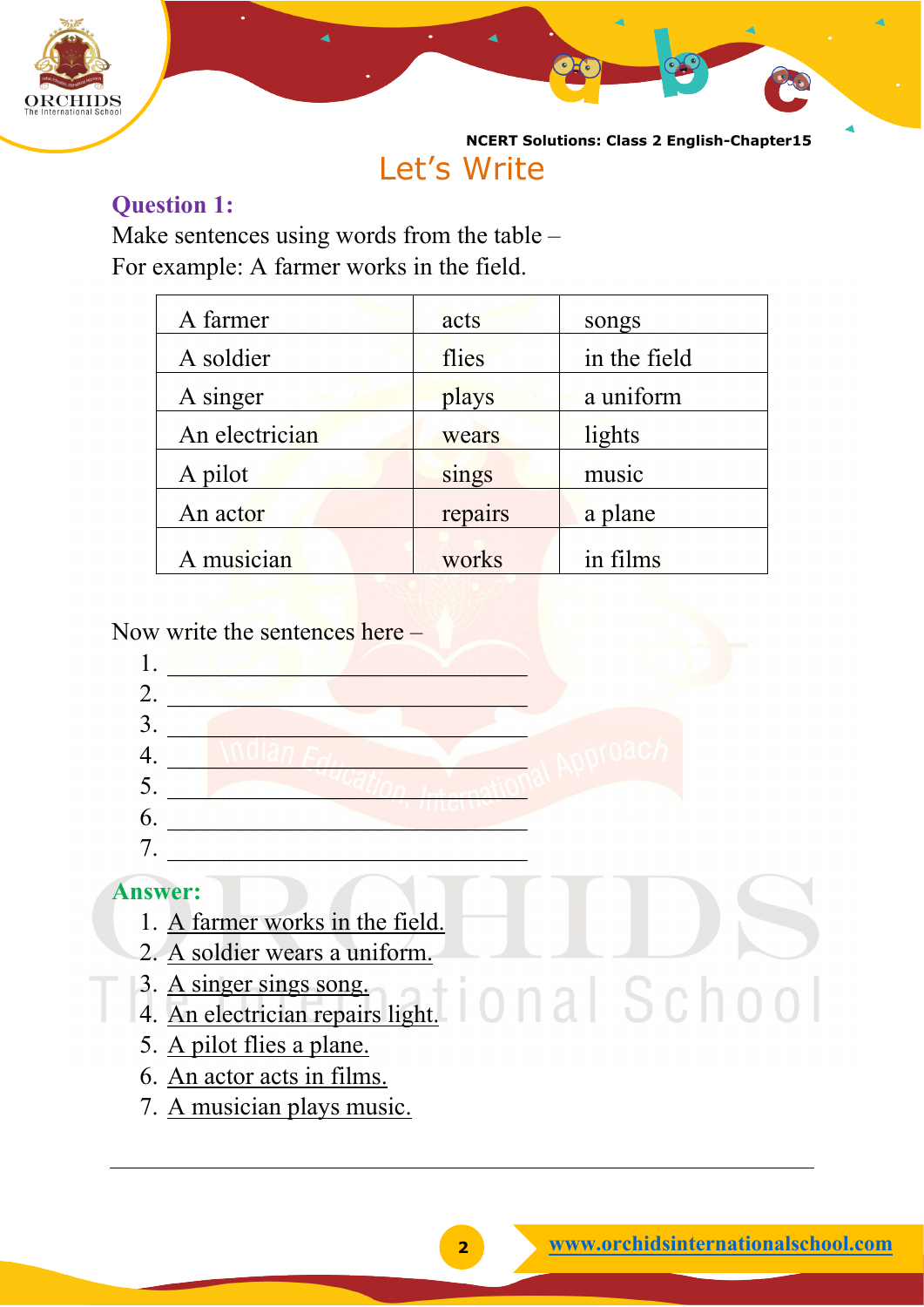# Let's Write

**Question 1:**

Make sentences using words from the table –

For example: A farmer works in the field.

| A farmer | acts | songs |
|---|---|---|
| A soldier | flies | in the field |
| A singer | plays | a uniform |
| An electrician | wears | lights |
| A pilot | sings | music |
| An actor | repairs | a plane |
| A musician | works | in films |

Now write the sentences here –

1. ______________________________
2. ______________________________
3. ______________________________
4. ______________________________
5. ______________________________
6. ______________________________
7. ______________________________

**Answer:**

1. A farmer works in the field.
2. A soldier wears a uniform.
3. A singer sings song.
4. An electrician repairs light.
5. A pilot flies a plane.
6. An actor acts in films.
7. A musician plays music.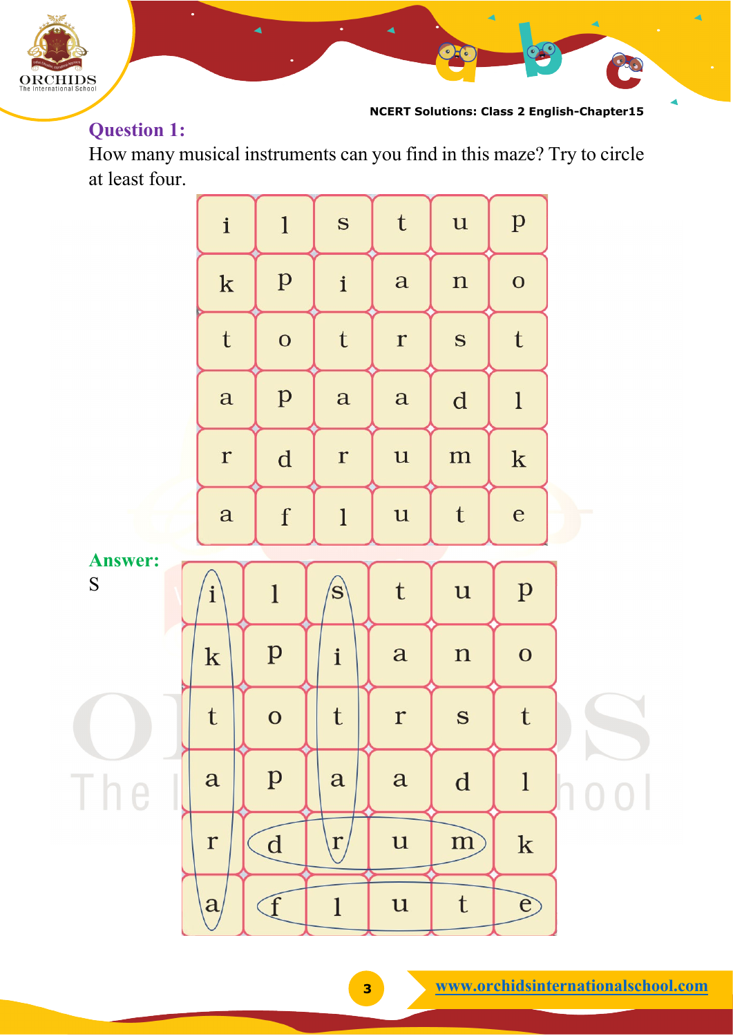### Question 1:

How many musical instruments can you find in this maze? Try to circle at least four.

| i | l | s | t | u | p |
|---|---|---|---|---|---|
| k | p | i | a | n | o |
| t | o | t | r | s | t |
| a | p | a | a | d | l |
| r | d | r | u | m | k |
| a | f | l | u | t | e |

### Answer:

S

| i | l | s | t | u | p |
|---|---|---|---|---|---|
| k | p | i | a | n | o |
| t | o | t | r | s | t |
| a | p | a | a | d | l |
| r | d | r | u | m | k |
| a | f | l | u | t | e |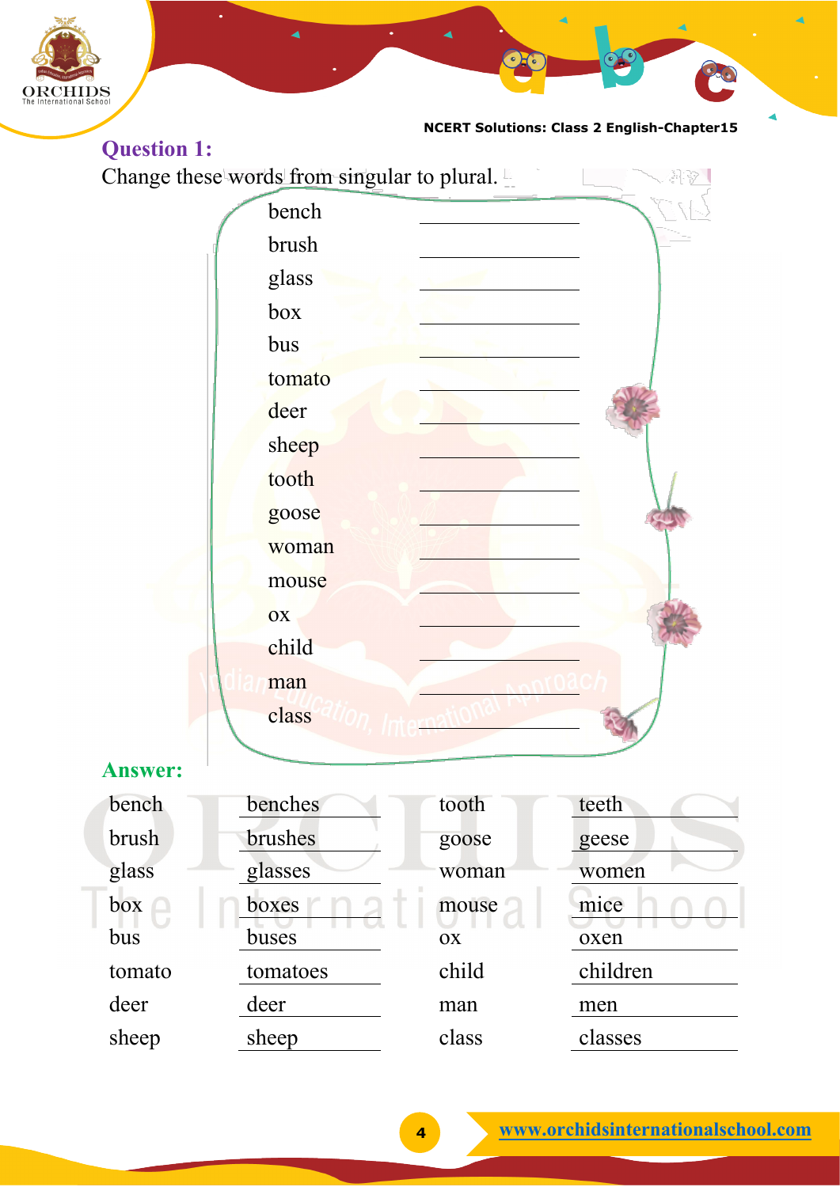## Question 1:

Change these words from singular to plural.

| | |
|---|---|
| bench | ______ |
| brush | ______ |
| glass | ______ |
| box | ______ |
| bus | ______ |
| tomato | ______ |
| deer | ______ |
| sheep | ______ |
| tooth | ______ |
| goose | ______ |
| woman | ______ |
| mouse | ______ |
| ox | ______ |
| child | ______ |
| man | ______ |
| class | ______ |

## Answer:

| | | | |
|---|---|---|---|
| bench | benches | tooth | teeth |
| brush | brushes | goose | geese |
| glass | glasses | woman | women |
| box | boxes | mouse | mice |
| bus | buses | ox | oxen |
| tomato | tomatoes | child | children |
| deer | deer | man | men |
| sheep | sheep | class | classes |